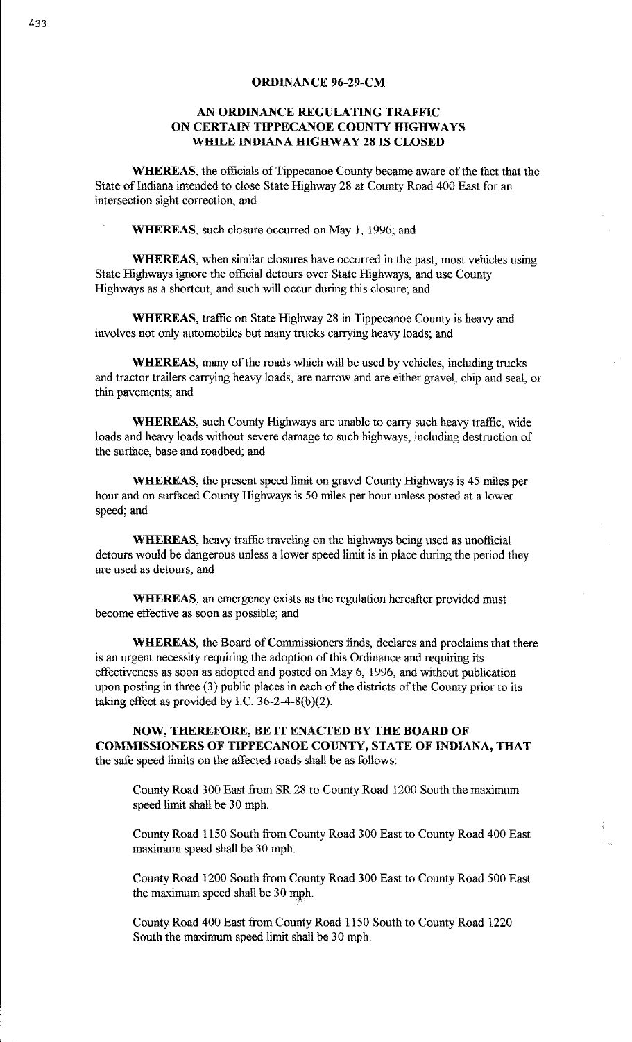# ORDINANCE 96-29-CM

## AN ORDINANCE REGULATING TRAFFIC ON CERTAIN TIPPECANOE COUNTY HIGHWAYS WHILE INDIANA HIGHWAY 28 IS CLOSED

**WHEREAS**, the officials of Tippecanoe County became aware of the fact that the State of Indiana intended to close State Highway 28 at County Road 400 East for an intersection sight correction, and

**WHEREAS**, such closure occurred on May 1, 1996; and

**WHEREAS**, when similar closures have occurred in the past, most vehicles using State Highways ignore the official detours over State Highways, and use County Highways as a shortcut, and such will occur during this closure; and

**WHEREAS**, traffic on State Highway 28 in Tippecanoe County is heavy and involves not only automobiles but many trucks carrying heavy loads; and

**WHEREAS**, many of the roads which will be used by vehicles, including trucks and tractor trailers carrying heavy loads, are narrow and are either gravel, chip and seal, or thin pavements; and

**WHEREAS**, such County Highways are unable to carry such heavy traffic, wide loads and heavy loads without severe damage to such highways, including destruction of the surface, base and roadbed; and

**WHEREAS**, the present speed limit on gravel County Highways is 45 miles per hour and on surfaced County Highways is 50 miles per hour unless posted at a lower speed; and

**WHEREAS**, heavy traffic traveling on the highways being used as unofficial detours would be dangerous unless a lower speed limit is in place during the period they are used as detours; and

**WHEREAS**, an emergency exists as the regulation hereafter provided must become effective as soon as possible; and

**WHEREAS**, the Board of Commissioners finds, declares and proclaims that there is an urgent necessity requiring the adoption of this Ordinance and requiring its effectiveness as soon as adopted and posted on May 6, 1996, and without publication upon posting in three (3) public places in each of the districts of the County prior to its taking effect as provided by I.C. 36-2-4-8(b)(2).

**NOW, THEREFORE, BE IT ENACTED BY THE BOARD OF COMMISSIONERS OF TIPPECANOE COUNTY, STATE OF INDIANA, THAT** the safe speed limits on the affected roads shall be as follows:

County Road 300 East from SR 28 to County Road 1200 South the maximum speed limit shall be 30 mph.

County Road 1150 South from County Road 300 East to County Road 400 East maximum speed shall be 30 mph.

County Road 1200 South from County Road 300 East to County Road 500 East the maximum speed shall be 30 mph.

County Road 400 East from County Road 1150 South to County Road 1220 South the maximum speed limit shall be 30 mph.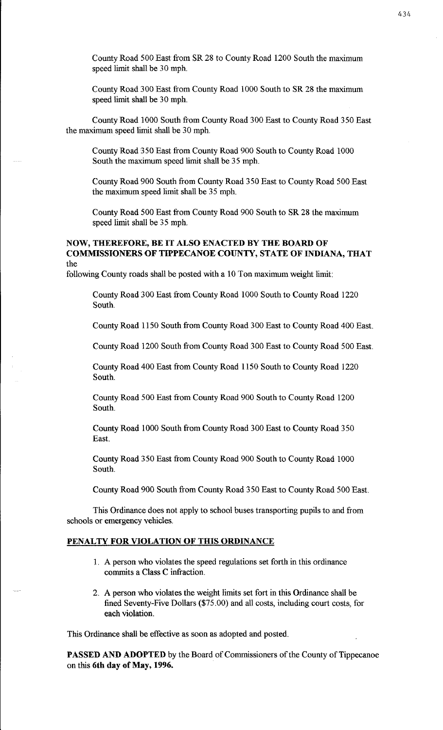County Road 500 East from SR 28 to County Road 1200 South the maximum speed limit shall be 30 mph.

County Road 300 East from County Road 1000 South to SR 28 the maximum speed limit shall be 30 mph.

County Road 1000 South from County Road 300 East to County Road 350 East the maximum speed limit shall be 30 mph.

County Road 350 East from County Road 900 South to County Road 1000 South the maximum speed limit shall be 35 mph.

County Road 900 South from County Road 350 East to County Road 500 East the maximum speed limit shall be 35 mph.

County Road 500 East from County Road 900 South to SR 28 the maximum speed limit shall be 35 mph.

**NOW, THEREFORE, BE IT ALSO ENACTED BY THE BOARD OF COMMISSIONERS OF TIPPECANOE COUNTY, STATE OF INDIANA, THAT** the following County roads shall be posted with a 10 Ton maximum weight limit:

County Road 300 East from County Road 1000 South to County Road 1220 South.

County Road 1150 South from County Road 300 East to County Road 400 East.

County Road 1200 South from County Road 300 East to County Road 500 East.

County Road 400 East from County Road 1150 South to County Road 1220 South.

County Road 500 East from County Road 900 South to County Road 1200 South.

County Road 1000 South from County Road 300 East to County Road 350 East.

County Road 350 East from County Road 900 South to County Road 1000 South.

County Road 900 South from County Road 350 East to County Road 500 East.

This Ordinance does not apply to school buses transporting pupils to and from schools or emergency vehicles.

**PENALTY FOR VIOLATION OF THIS ORDINANCE**

1. A person who violates the speed regulations set forth in this ordinance commits a Class C infraction.
2. A person who violates the weight limits set fort in this Ordinance shall be fined Seventy-Five Dollars ($75.00) and all costs, including court costs, for each violation.

This Ordinance shall be effective as soon as adopted and posted.

**PASSED AND ADOPTED** by the Board of Commissioners of the County of Tippecanoe on this **6th day of May, 1996.**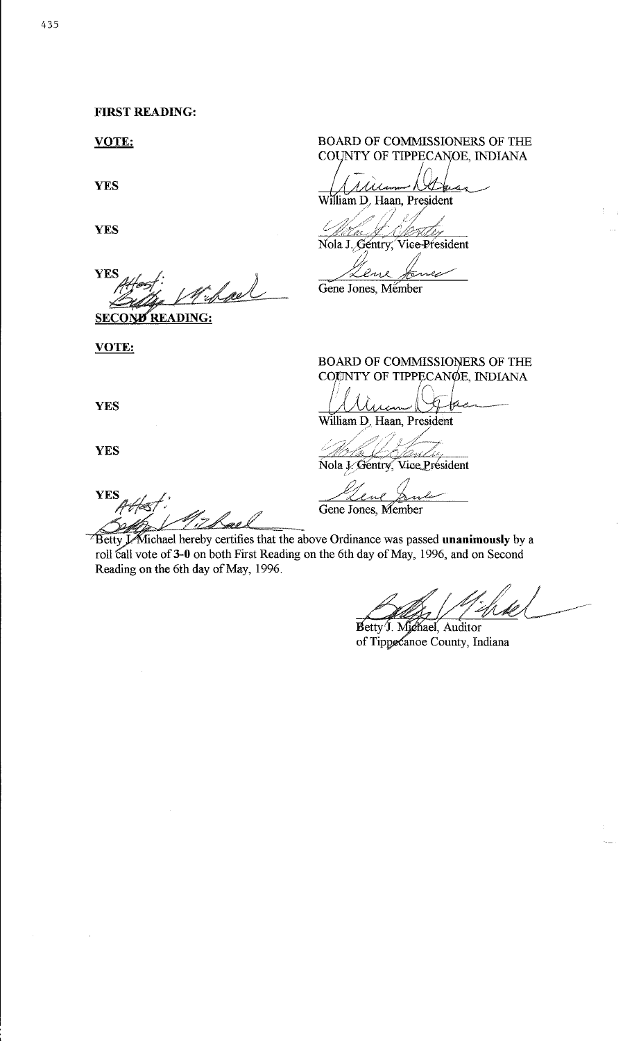**FIRST READING:**

**VOTE:**

BOARD OF COMMISSIONERS OF THE COUNTY OF TIPPECANOE, INDIANA

YES

William D. Haan, President

YES

Nola J. Gentry, Vice-President

YES

Gene Jones, Member

Attest:

**SECOND READING:**

**VOTE:**

BOARD OF COMMISSIONERS OF THE COUNTY OF TIPPECANOE, INDIANA

YES

William D. Haan, President

YES

Nola J. Gentry, Vice President

YES

Gene Jones, Member

Attest:

Betty J. Michael hereby certifies that the above Ordinance was passed **unanimously** by a roll call vote of **3-0** on both First Reading on the 6th day of May, 1996, and on Second Reading on the 6th day of May, 1996.

Betty J. Michael, Auditor
of Tippecanoe County, Indiana